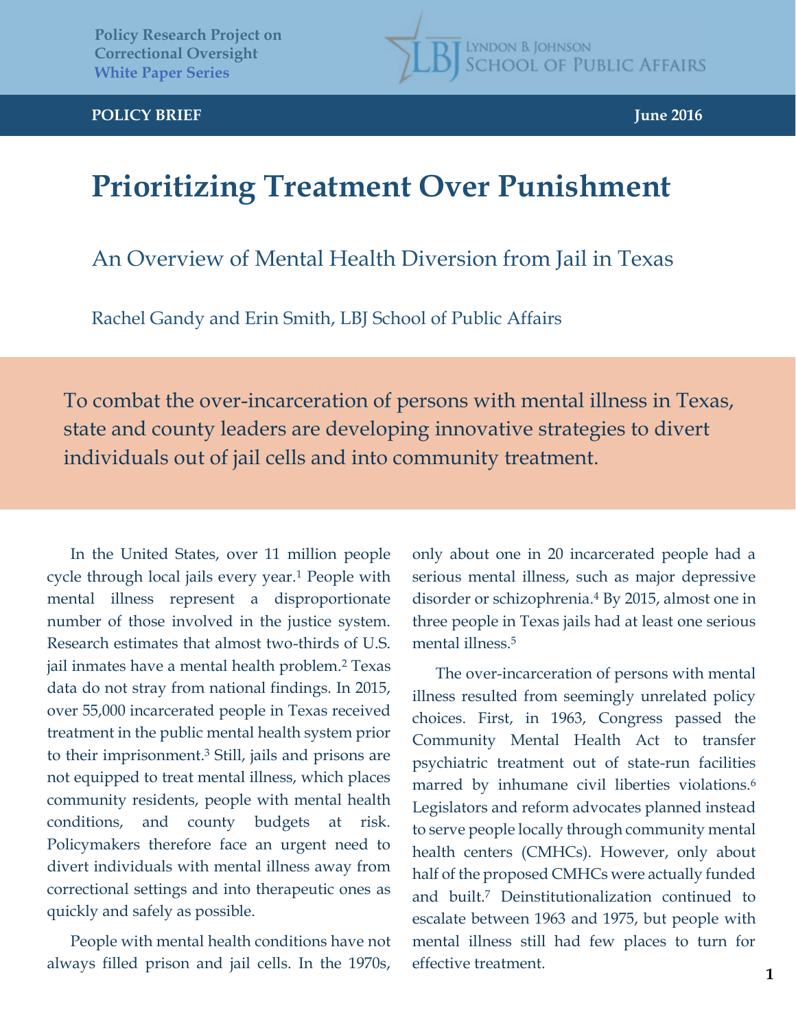Policy Research Project on Correctional Oversight
White Paper Series

LYNDON B. JOHNSON SCHOOL OF PUBLIC AFFAIRS

**POLICY BRIEF** — **June 2016**

# Prioritizing Treatment Over Punishment

## An Overview of Mental Health Diversion from Jail in Texas

Rachel Gandy and Erin Smith, LBJ School of Public Affairs

> To combat the over-incarceration of persons with mental illness in Texas, state and county leaders are developing innovative strategies to divert individuals out of jail cells and into community treatment.

In the United States, over 11 million people cycle through local jails every year.[1] People with mental illness represent a disproportionate number of those involved in the justice system. Research estimates that almost two-thirds of U.S. jail inmates have a mental health problem.[2] Texas data do not stray from national findings. In 2015, over 55,000 incarcerated people in Texas received treatment in the public mental health system prior to their imprisonment.[3] Still, jails and prisons are not equipped to treat mental illness, which places community residents, people with mental health conditions, and county budgets at risk. Policymakers therefore face an urgent need to divert individuals with mental illness away from correctional settings and into therapeutic ones as quickly and safely as possible.

People with mental health conditions have not always filled prison and jail cells. In the 1970s, only about one in 20 incarcerated people had a serious mental illness, such as major depressive disorder or schizophrenia.[4] By 2015, almost one in three people in Texas jails had at least one serious mental illness.[5]

The over-incarceration of persons with mental illness resulted from seemingly unrelated policy choices. First, in 1963, Congress passed the Community Mental Health Act to transfer psychiatric treatment out of state-run facilities marred by inhumane civil liberties violations.[6] Legislators and reform advocates planned instead to serve people locally through community mental health centers (CMHCs). However, only about half of the proposed CMHCs were actually funded and built.[7] Deinstitutionalization continued to escalate between 1963 and 1975, but people with mental illness still had few places to turn for effective treatment.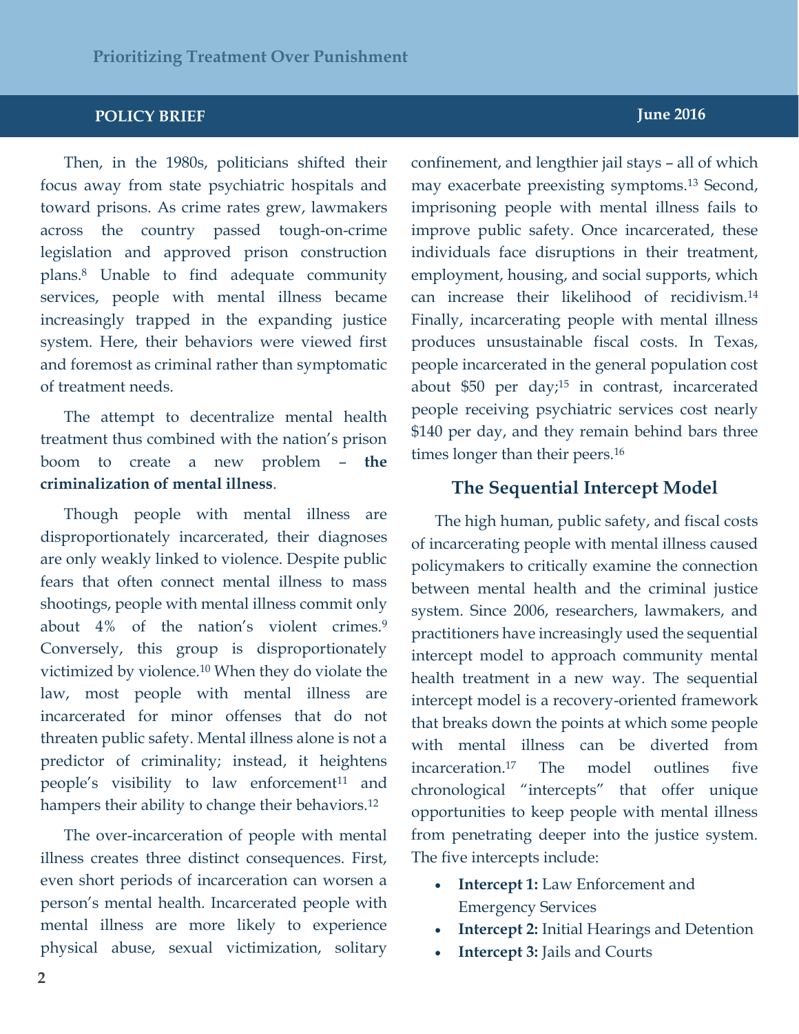Then, in the 1980s, politicians shifted their focus away from state psychiatric hospitals and toward prisons. As crime rates grew, lawmakers across the country passed tough-on-crime legislation and approved prison construction plans.[8] Unable to find adequate community services, people with mental illness became increasingly trapped in the expanding justice system. Here, their behaviors were viewed first and foremost as criminal rather than symptomatic of treatment needs.

The attempt to decentralize mental health treatment thus combined with the nation's prison boom to create a new problem – **the criminalization of mental illness**.

Though people with mental illness are disproportionately incarcerated, their diagnoses are only weakly linked to violence. Despite public fears that often connect mental illness to mass shootings, people with mental illness commit only about 4% of the nation's violent crimes.[9] Conversely, this group is disproportionately victimized by violence.[10] When they do violate the law, most people with mental illness are incarcerated for minor offenses that do not threaten public safety. Mental illness alone is not a predictor of criminality; instead, it heightens people's visibility to law enforcement[11] and hampers their ability to change their behaviors.[12]

The over-incarceration of people with mental illness creates three distinct consequences. First, even short periods of incarceration can worsen a person's mental health. Incarcerated people with mental illness are more likely to experience physical abuse, sexual victimization, solitary confinement, and lengthier jail stays – all of which may exacerbate preexisting symptoms.[13] Second, imprisoning people with mental illness fails to improve public safety. Once incarcerated, these individuals face disruptions in their treatment, employment, housing, and social supports, which can increase their likelihood of recidivism.[14] Finally, incarcerating people with mental illness produces unsustainable fiscal costs. In Texas, people incarcerated in the general population cost about $50 per day;[15] in contrast, incarcerated people receiving psychiatric services cost nearly $140 per day, and they remain behind bars three times longer than their peers.[16]

## The Sequential Intercept Model

The high human, public safety, and fiscal costs of incarcerating people with mental illness caused policymakers to critically examine the connection between mental health and the criminal justice system. Since 2006, researchers, lawmakers, and practitioners have increasingly used the sequential intercept model to approach community mental health treatment in a new way. The sequential intercept model is a recovery-oriented framework that breaks down the points at which some people with mental illness can be diverted from incarceration.[17] The model outlines five chronological "intercepts" that offer unique opportunities to keep people with mental illness from penetrating deeper into the justice system. The five intercepts include:

- **Intercept 1:** Law Enforcement and Emergency Services
- **Intercept 2:** Initial Hearings and Detention
- **Intercept 3:** Jails and Courts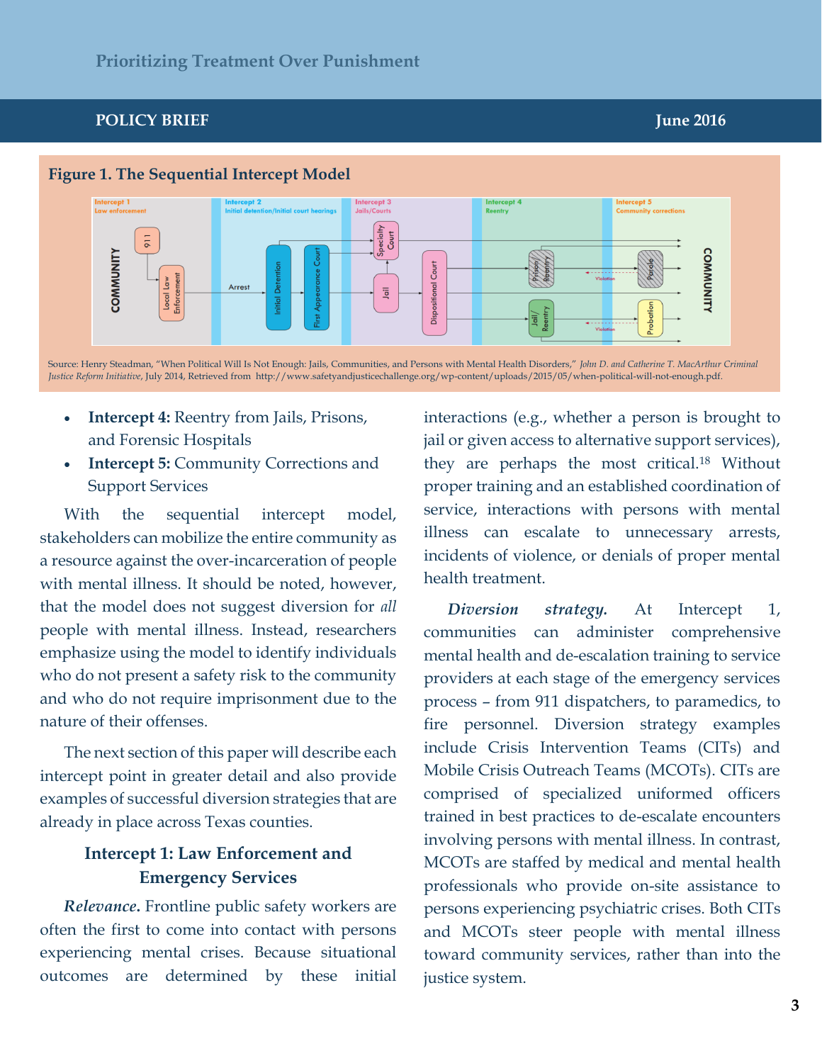**Figure 1. The Sequential Intercept Model**

Source: Henry Steadman, "When Political Will Is Not Enough: Jails, Communities, and Persons with Mental Health Disorders," *John D. and Catherine T. MacArthur Criminal Justice Reform Initiative*, July 2014, Retrieved from http://www.safetyandjusticechallenge.org/wp-content/uploads/2015/05/when-political-will-not-enough.pdf.

- **Intercept 4:** Reentry from Jails, Prisons, and Forensic Hospitals
- **Intercept 5:** Community Corrections and Support Services

With the sequential intercept model, stakeholders can mobilize the entire community as a resource against the over-incarceration of people with mental illness. It should be noted, however, that the model does not suggest diversion for *all* people with mental illness. Instead, researchers emphasize using the model to identify individuals who do not present a safety risk to the community and who do not require imprisonment due to the nature of their offenses.

The next section of this paper will describe each intercept point in greater detail and also provide examples of successful diversion strategies that are already in place across Texas counties.

## Intercept 1: Law Enforcement and Emergency Services

***Relevance.*** Frontline public safety workers are often the first to come into contact with persons experiencing mental crises. Because situational outcomes are determined by these initial interactions (e.g., whether a person is brought to jail or given access to alternative support services), they are perhaps the most critical.[18] Without proper training and an established coordination of service, interactions with persons with mental illness can escalate to unnecessary arrests, incidents of violence, or denials of proper mental health treatment.

***Diversion strategy.*** At Intercept 1, communities can administer comprehensive mental health and de-escalation training to service providers at each stage of the emergency services process – from 911 dispatchers, to paramedics, to fire personnel. Diversion strategy examples include Crisis Intervention Teams (CITs) and Mobile Crisis Outreach Teams (MCOTs). CITs are comprised of specialized uniformed officers trained in best practices to de-escalate encounters involving persons with mental illness. In contrast, MCOTs are staffed by medical and mental health professionals who provide on-site assistance to persons experiencing psychiatric crises. Both CITs and MCOTs steer people with mental illness toward community services, rather than into the justice system.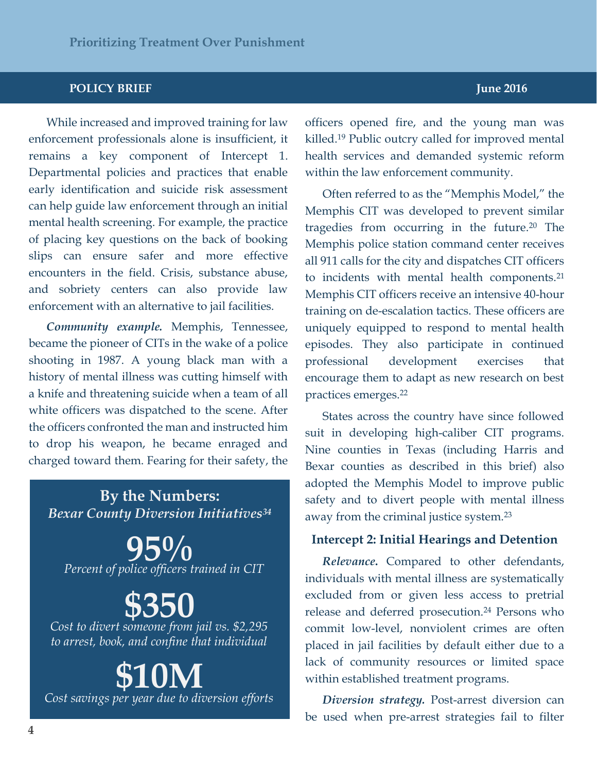While increased and improved training for law enforcement professionals alone is insufficient, it remains a key component of Intercept 1. Departmental policies and practices that enable early identification and suicide risk assessment can help guide law enforcement through an initial mental health screening. For example, the practice of placing key questions on the back of booking slips can ensure safer and more effective encounters in the field. Crisis, substance abuse, and sobriety centers can also provide law enforcement with an alternative to jail facilities.

***Community example.*** Memphis, Tennessee, became the pioneer of CITs in the wake of a police shooting in 1987. A young black man with a history of mental illness was cutting himself with a knife and threatening suicide when a team of all white officers was dispatched to the scene. After the officers confronted the man and instructed him to drop his weapon, he became enraged and charged toward them. Fearing for their safety, the officers opened fire, and the young man was killed.[19] Public outcry called for improved mental health services and demanded systemic reform within the law enforcement community.

Often referred to as the "Memphis Model," the Memphis CIT was developed to prevent similar tragedies from occurring in the future.[20] The Memphis police station command center receives all 911 calls for the city and dispatches CIT officers to incidents with mental health components.[21] Memphis CIT officers receive an intensive 40-hour training on de-escalation tactics. These officers are uniquely equipped to respond to mental health episodes. They also participate in continued professional development exercises that encourage them to adapt as new research on best practices emerges.[22]

States across the country have since followed suit in developing high-caliber CIT programs. Nine counties in Texas (including Harris and Bexar counties as described in this brief) also adopted the Memphis Model to improve public safety and to divert people with mental illness away from the criminal justice system.[23]

### By the Numbers: *Bexar County Diversion Initiatives*[34]

**95%**
*Percent of police officers trained in CIT*

**$350**
*Cost to divert someone from jail vs. $2,295 to arrest, book, and confine that individual*

**$10M**
*Cost savings per year due to diversion efforts*

### Intercept 2: Initial Hearings and Detention

***Relevance.*** Compared to other defendants, individuals with mental illness are systematically excluded from or given less access to pretrial release and deferred prosecution.[24] Persons who commit low-level, nonviolent crimes are often placed in jail facilities by default either due to a lack of community resources or limited space within established treatment programs.

***Diversion strategy.*** Post-arrest diversion can be used when pre-arrest strategies fail to filter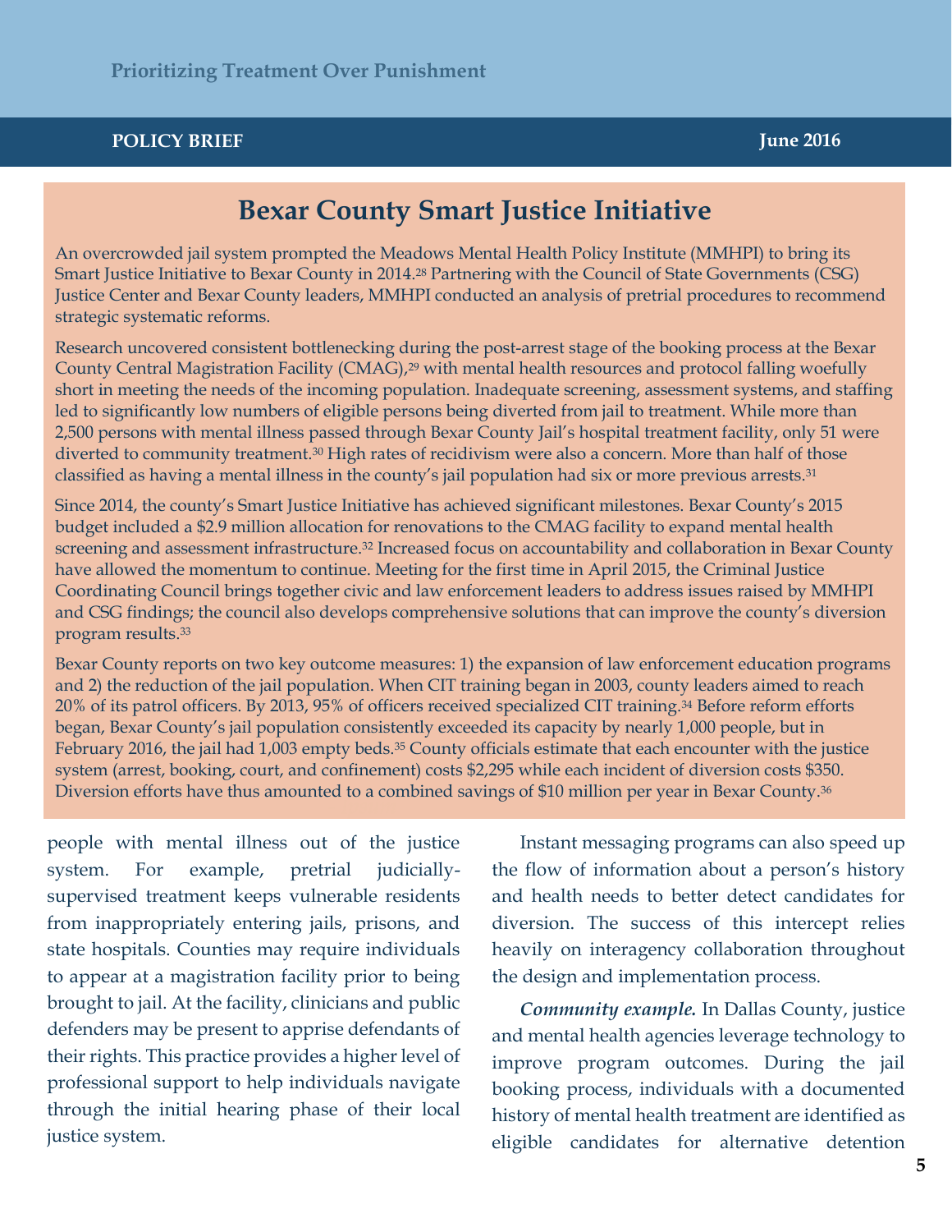## Bexar County Smart Justice Initiative

An overcrowded jail system prompted the Meadows Mental Health Policy Institute (MMHPI) to bring its Smart Justice Initiative to Bexar County in 2014.[28] Partnering with the Council of State Governments (CSG) Justice Center and Bexar County leaders, MMHPI conducted an analysis of pretrial procedures to recommend strategic systematic reforms.

Research uncovered consistent bottlenecking during the post-arrest stage of the booking process at the Bexar County Central Magistration Facility (CMAG),[29] with mental health resources and protocol falling woefully short in meeting the needs of the incoming population. Inadequate screening, assessment systems, and staffing led to significantly low numbers of eligible persons being diverted from jail to treatment. While more than 2,500 persons with mental illness passed through Bexar County Jail's hospital treatment facility, only 51 were diverted to community treatment.[30] High rates of recidivism were also a concern. More than half of those classified as having a mental illness in the county's jail population had six or more previous arrests.[31]

Since 2014, the county's Smart Justice Initiative has achieved significant milestones. Bexar County's 2015 budget included a $2.9 million allocation for renovations to the CMAG facility to expand mental health screening and assessment infrastructure.[32] Increased focus on accountability and collaboration in Bexar County have allowed the momentum to continue. Meeting for the first time in April 2015, the Criminal Justice Coordinating Council brings together civic and law enforcement leaders to address issues raised by MMHPI and CSG findings; the council also develops comprehensive solutions that can improve the county's diversion program results.[33]

Bexar County reports on two key outcome measures: 1) the expansion of law enforcement education programs and 2) the reduction of the jail population. When CIT training began in 2003, county leaders aimed to reach 20% of its patrol officers. By 2013, 95% of officers received specialized CIT training.[34] Before reform efforts began, Bexar County's jail population consistently exceeded its capacity by nearly 1,000 people, but in February 2016, the jail had 1,003 empty beds.[35] County officials estimate that each encounter with the justice system (arrest, booking, court, and confinement) costs $2,295 while each incident of diversion costs $350. Diversion efforts have thus amounted to a combined savings of $10 million per year in Bexar County.[36]

people with mental illness out of the justice system. For example, pretrial judicially-supervised treatment keeps vulnerable residents from inappropriately entering jails, prisons, and state hospitals. Counties may require individuals to appear at a magistration facility prior to being brought to jail. At the facility, clinicians and public defenders may be present to apprise defendants of their rights. This practice provides a higher level of professional support to help individuals navigate through the initial hearing phase of their local justice system.

Instant messaging programs can also speed up the flow of information about a person's history and health needs to better detect candidates for diversion. The success of this intercept relies heavily on interagency collaboration throughout the design and implementation process.

***Community example.*** In Dallas County, justice and mental health agencies leverage technology to improve program outcomes. During the jail booking process, individuals with a documented history of mental health treatment are identified as eligible candidates for alternative detention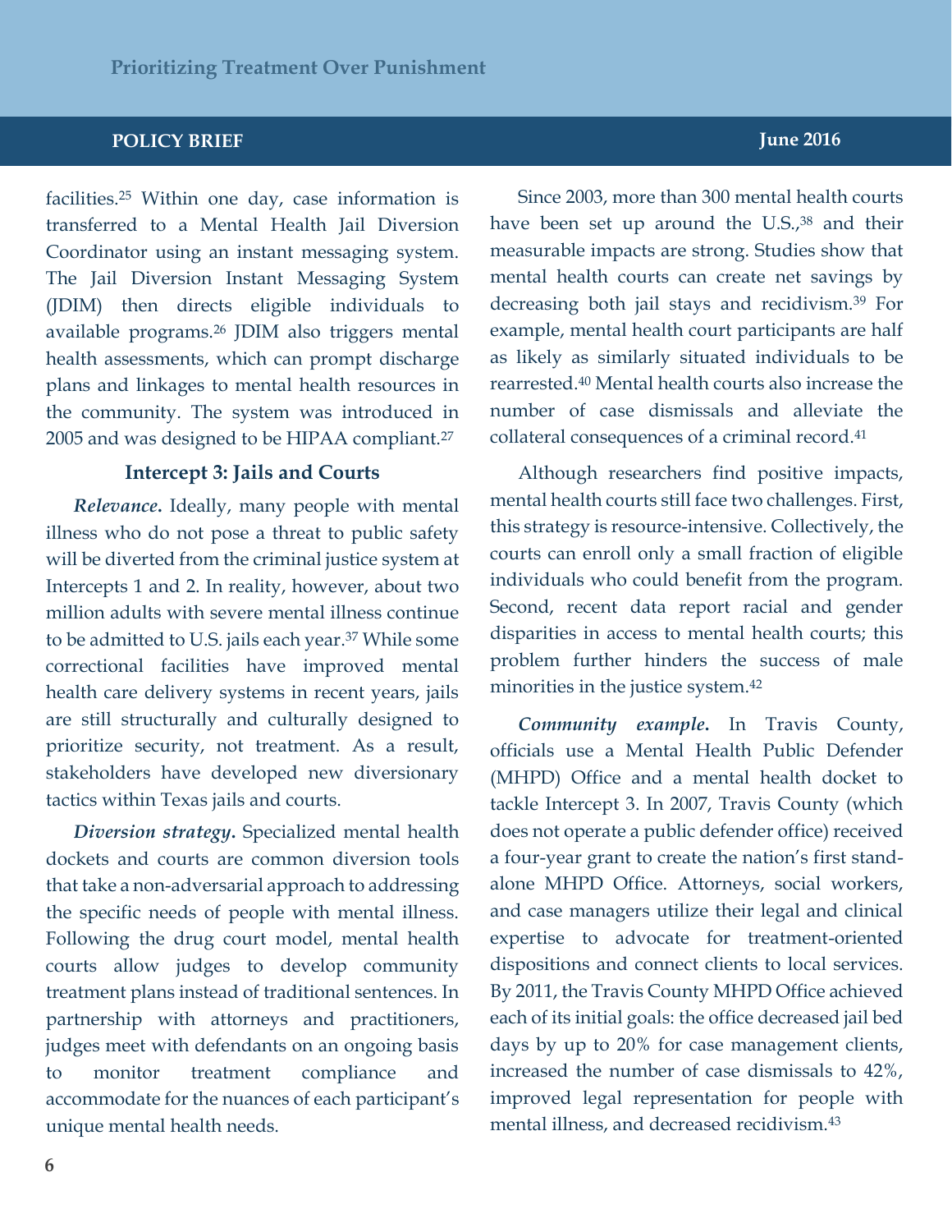facilities.[25] Within one day, case information is transferred to a Mental Health Jail Diversion Coordinator using an instant messaging system. The Jail Diversion Instant Messaging System (JDIM) then directs eligible individuals to available programs.[26] JDIM also triggers mental health assessments, which can prompt discharge plans and linkages to mental health resources in the community. The system was introduced in 2005 and was designed to be HIPAA compliant.[27]

### Intercept 3: Jails and Courts

***Relevance.*** Ideally, many people with mental illness who do not pose a threat to public safety will be diverted from the criminal justice system at Intercepts 1 and 2. In reality, however, about two million adults with severe mental illness continue to be admitted to U.S. jails each year.[37] While some correctional facilities have improved mental health care delivery systems in recent years, jails are still structurally and culturally designed to prioritize security, not treatment. As a result, stakeholders have developed new diversionary tactics within Texas jails and courts.

***Diversion strategy.*** Specialized mental health dockets and courts are common diversion tools that take a non-adversarial approach to addressing the specific needs of people with mental illness. Following the drug court model, mental health courts allow judges to develop community treatment plans instead of traditional sentences. In partnership with attorneys and practitioners, judges meet with defendants on an ongoing basis to monitor treatment compliance and accommodate for the nuances of each participant's unique mental health needs.

Since 2003, more than 300 mental health courts have been set up around the U.S.,[38] and their measurable impacts are strong. Studies show that mental health courts can create net savings by decreasing both jail stays and recidivism.[39] For example, mental health court participants are half as likely as similarly situated individuals to be rearrested.[40] Mental health courts also increase the number of case dismissals and alleviate the collateral consequences of a criminal record.[41]

Although researchers find positive impacts, mental health courts still face two challenges. First, this strategy is resource-intensive. Collectively, the courts can enroll only a small fraction of eligible individuals who could benefit from the program. Second, recent data report racial and gender disparities in access to mental health courts; this problem further hinders the success of male minorities in the justice system.[42]

***Community example.*** In Travis County, officials use a Mental Health Public Defender (MHPD) Office and a mental health docket to tackle Intercept 3. In 2007, Travis County (which does not operate a public defender office) received a four-year grant to create the nation's first stand-alone MHPD Office. Attorneys, social workers, and case managers utilize their legal and clinical expertise to advocate for treatment-oriented dispositions and connect clients to local services. By 2011, the Travis County MHPD Office achieved each of its initial goals: the office decreased jail bed days by up to 20% for case management clients, increased the number of case dismissals to 42%, improved legal representation for people with mental illness, and decreased recidivism.[43]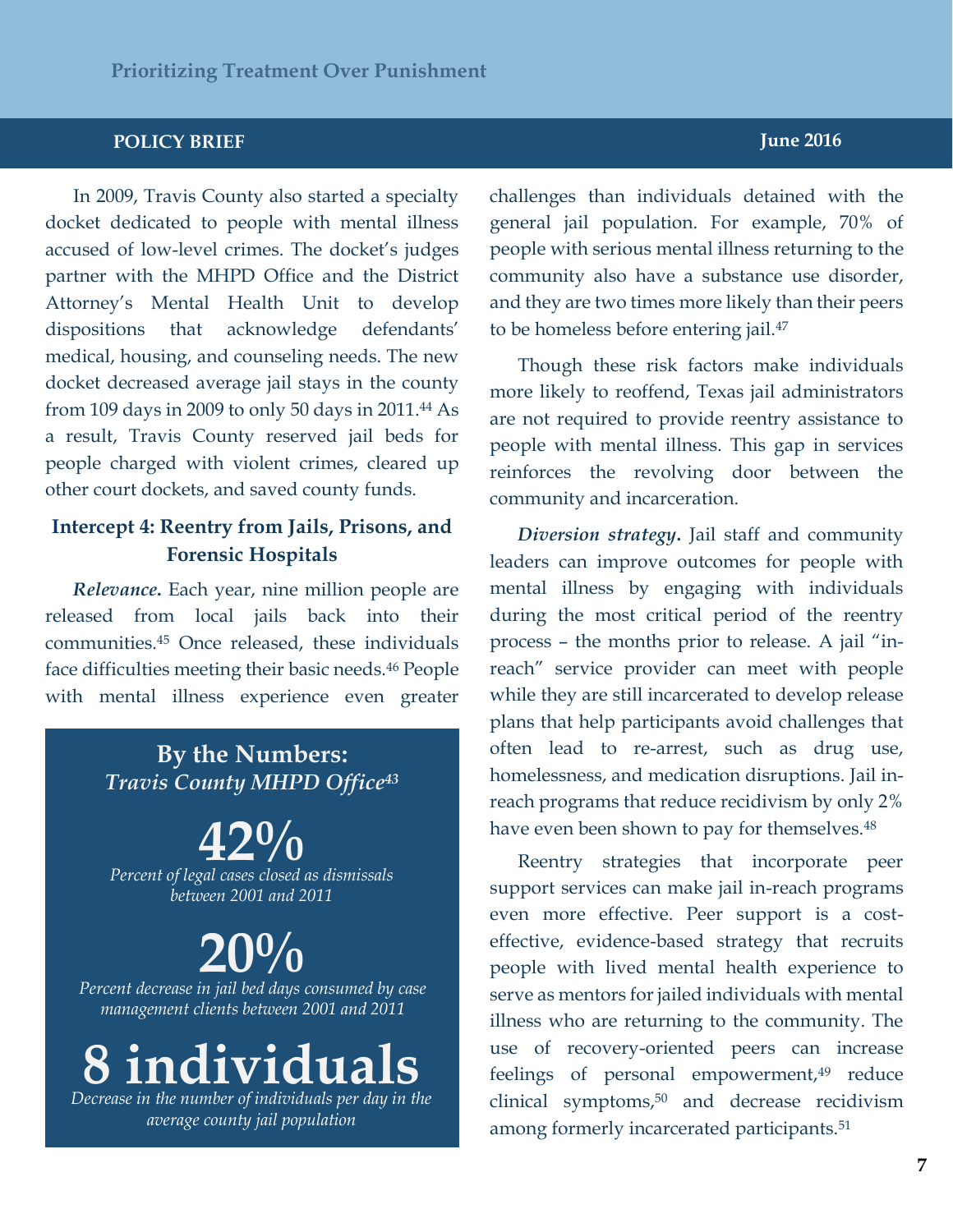In 2009, Travis County also started a specialty docket dedicated to people with mental illness accused of low-level crimes. The docket's judges partner with the MHPD Office and the District Attorney's Mental Health Unit to develop dispositions that acknowledge defendants' medical, housing, and counseling needs. The new docket decreased average jail stays in the county from 109 days in 2009 to only 50 days in 2011.[44] As a result, Travis County reserved jail beds for people charged with violent crimes, cleared up other court dockets, and saved county funds.

### Intercept 4: Reentry from Jails, Prisons, and Forensic Hospitals

***Relevance.*** Each year, nine million people are released from local jails back into their communities.[45] Once released, these individuals face difficulties meeting their basic needs.[46] People with mental illness experience even greater challenges than individuals detained with the general jail population. For example, 70% of people with serious mental illness returning to the community also have a substance use disorder, and they are two times more likely than their peers to be homeless before entering jail.[47]

Though these risk factors make individuals more likely to reoffend, Texas jail administrators are not required to provide reentry assistance to people with mental illness. This gap in services reinforces the revolving door between the community and incarceration.

***Diversion strategy.*** Jail staff and community leaders can improve outcomes for people with mental illness by engaging with individuals during the most critical period of the reentry process – the months prior to release. A jail "in-reach" service provider can meet with people while they are still incarcerated to develop release plans that help participants avoid challenges that often lead to re-arrest, such as drug use, homelessness, and medication disruptions. Jail in-reach programs that reduce recidivism by only 2% have even been shown to pay for themselves.[48]

Reentry strategies that incorporate peer support services can make jail in-reach programs even more effective. Peer support is a cost-effective, evidence-based strategy that recruits people with lived mental health experience to serve as mentors for jailed individuals with mental illness who are returning to the community. The use of recovery-oriented peers can increase feelings of personal empowerment,[49] reduce clinical symptoms,[50] and decrease recidivism among formerly incarcerated participants.[51]

**By the Numbers:**
***Travis County MHPD Office***[43]

**42%**
*Percent of legal cases closed as dismissals between 2001 and 2011*

**20%**
*Percent decrease in jail bed days consumed by case management clients between 2001 and 2011*

**8 individuals**
*Decrease in the number of individuals per day in the average county jail population*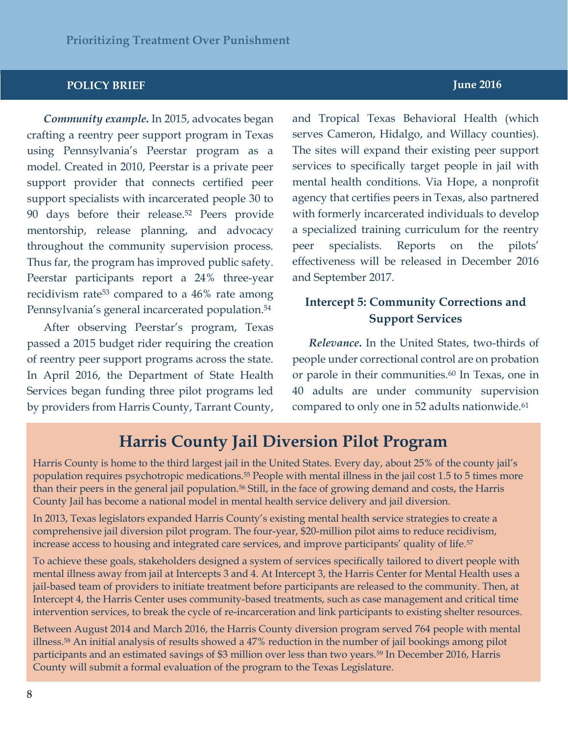***Community example.*** In 2015, advocates began crafting a reentry peer support program in Texas using Pennsylvania's Peerstar program as a model. Created in 2010, Peerstar is a private peer support provider that connects certified peer support specialists with incarcerated people 30 to 90 days before their release.[52] Peers provide mentorship, release planning, and advocacy throughout the community supervision process. Thus far, the program has improved public safety. Peerstar participants report a 24% three-year recidivism rate[53] compared to a 46% rate among Pennsylvania's general incarcerated population.[54]

After observing Peerstar's program, Texas passed a 2015 budget rider requiring the creation of reentry peer support programs across the state. In April 2016, the Department of State Health Services began funding three pilot programs led by providers from Harris County, Tarrant County, and Tropical Texas Behavioral Health (which serves Cameron, Hidalgo, and Willacy counties). The sites will expand their existing peer support services to specifically target people in jail with mental health conditions. Via Hope, a nonprofit agency that certifies peers in Texas, also partnered with formerly incarcerated individuals to develop a specialized training curriculum for the reentry peer specialists. Reports on the pilots' effectiveness will be released in December 2016 and September 2017.

### Intercept 5: Community Corrections and Support Services

***Relevance.*** In the United States, two-thirds of people under correctional control are on probation or parole in their communities.[60] In Texas, one in 40 adults are under community supervision compared to only one in 52 adults nationwide.[61]

## Harris County Jail Diversion Pilot Program

Harris County is home to the third largest jail in the United States. Every day, about 25% of the county jail's population requires psychotropic medications.[55] People with mental illness in the jail cost 1.5 to 5 times more than their peers in the general jail population.[56] Still, in the face of growing demand and costs, the Harris County Jail has become a national model in mental health service delivery and jail diversion.

In 2013, Texas legislators expanded Harris County's existing mental health service strategies to create a comprehensive jail diversion pilot program. The four-year, $20-million pilot aims to reduce recidivism, increase access to housing and integrated care services, and improve participants' quality of life.[57]

To achieve these goals, stakeholders designed a system of services specifically tailored to divert people with mental illness away from jail at Intercepts 3 and 4. At Intercept 3, the Harris Center for Mental Health uses a jail-based team of providers to initiate treatment before participants are released to the community. Then, at Intercept 4, the Harris Center uses community-based treatments, such as case management and critical time intervention services, to break the cycle of re-incarceration and link participants to existing shelter resources.

Between August 2014 and March 2016, the Harris County diversion program served 764 people with mental illness.[58] An initial analysis of results showed a 47% reduction in the number of jail bookings among pilot participants and an estimated savings of $3 million over less than two years.[59] In December 2016, Harris County will submit a formal evaluation of the program to the Texas Legislature.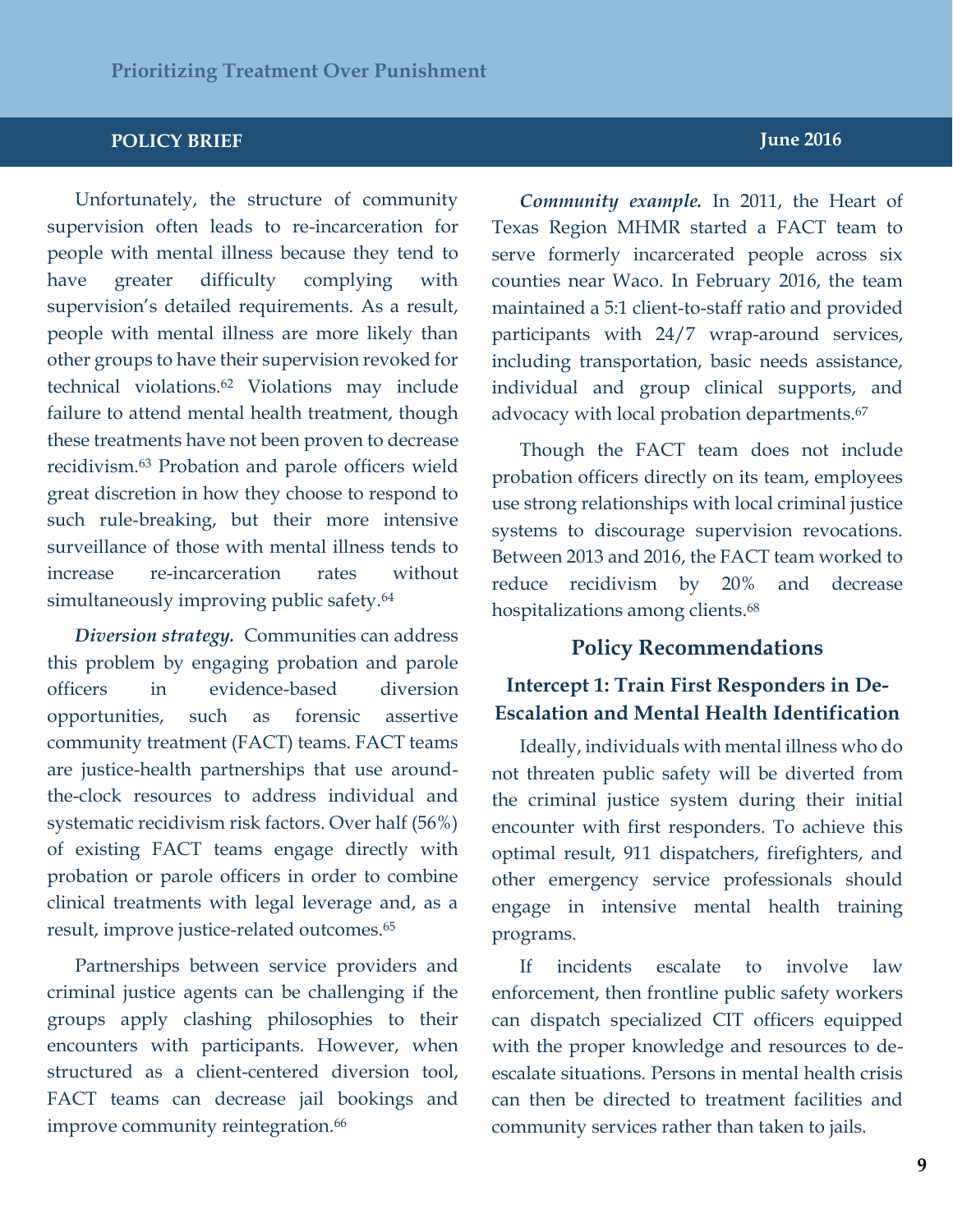Unfortunately, the structure of community supervision often leads to re-incarceration for people with mental illness because they tend to have greater difficulty complying with supervision's detailed requirements. As a result, people with mental illness are more likely than other groups to have their supervision revoked for technical violations.[62] Violations may include failure to attend mental health treatment, though these treatments have not been proven to decrease recidivism.[63] Probation and parole officers wield great discretion in how they choose to respond to such rule-breaking, but their more intensive surveillance of those with mental illness tends to increase re-incarceration rates without simultaneously improving public safety.[64]

***Diversion strategy.*** Communities can address this problem by engaging probation and parole officers in evidence-based diversion opportunities, such as forensic assertive community treatment (FACT) teams. FACT teams are justice-health partnerships that use around-the-clock resources to address individual and systematic recidivism risk factors. Over half (56%) of existing FACT teams engage directly with probation or parole officers in order to combine clinical treatments with legal leverage and, as a result, improve justice-related outcomes.[65]

Partnerships between service providers and criminal justice agents can be challenging if the groups apply clashing philosophies to their encounters with participants. However, when structured as a client-centered diversion tool, FACT teams can decrease jail bookings and improve community reintegration.[66]

***Community example.*** In 2011, the Heart of Texas Region MHMR started a FACT team to serve formerly incarcerated people across six counties near Waco. In February 2016, the team maintained a 5:1 client-to-staff ratio and provided participants with 24/7 wrap-around services, including transportation, basic needs assistance, individual and group clinical supports, and advocacy with local probation departments.[67]

Though the FACT team does not include probation officers directly on its team, employees use strong relationships with local criminal justice systems to discourage supervision revocations. Between 2013 and 2016, the FACT team worked to reduce recidivism by 20% and decrease hospitalizations among clients.[68]

## Policy Recommendations

### Intercept 1: Train First Responders in De-Escalation and Mental Health Identification

Ideally, individuals with mental illness who do not threaten public safety will be diverted from the criminal justice system during their initial encounter with first responders. To achieve this optimal result, 911 dispatchers, firefighters, and other emergency service professionals should engage in intensive mental health training programs.

If incidents escalate to involve law enforcement, then frontline public safety workers can dispatch specialized CIT officers equipped with the proper knowledge and resources to de-escalate situations. Persons in mental health crisis can then be directed to treatment facilities and community services rather than taken to jails.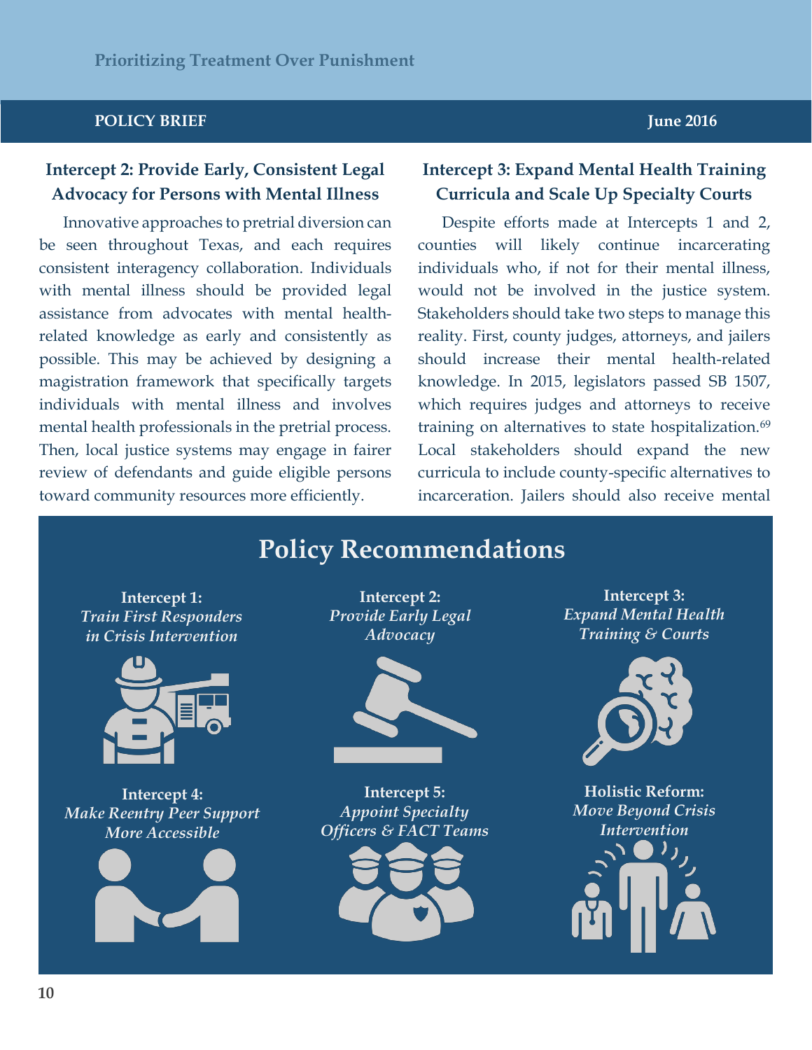## Intercept 2: Provide Early, Consistent Legal Advocacy for Persons with Mental Illness

Innovative approaches to pretrial diversion can be seen throughout Texas, and each requires consistent interagency collaboration. Individuals with mental illness should be provided legal assistance from advocates with mental health-related knowledge as early and consistently as possible. This may be achieved by designing a magistration framework that specifically targets individuals with mental illness and involves mental health professionals in the pretrial process. Then, local justice systems may engage in fairer review of defendants and guide eligible persons toward community resources more efficiently.

## Intercept 3: Expand Mental Health Training Curricula and Scale Up Specialty Courts

Despite efforts made at Intercepts 1 and 2, counties will likely continue incarcerating individuals who, if not for their mental illness, would not be involved in the justice system. Stakeholders should take two steps to manage this reality. First, county judges, attorneys, and jailers should increase their mental health-related knowledge. In 2015, legislators passed SB 1507, which requires judges and attorneys to receive training on alternatives to state hospitalization.[69] Local stakeholders should expand the new curricula to include county-specific alternatives to incarceration. Jailers should also receive mental

## Policy Recommendations

**Intercept 1:**
*Train First Responders in Crisis Intervention*

**Intercept 2:**
*Provide Early Legal Advocacy*

**Intercept 3:**
*Expand Mental Health Training & Courts*

**Intercept 4:**
*Make Reentry Peer Support More Accessible*

**Intercept 5:**
*Appoint Specialty Officers & FACT Teams*

**Holistic Reform:**
*Move Beyond Crisis Intervention*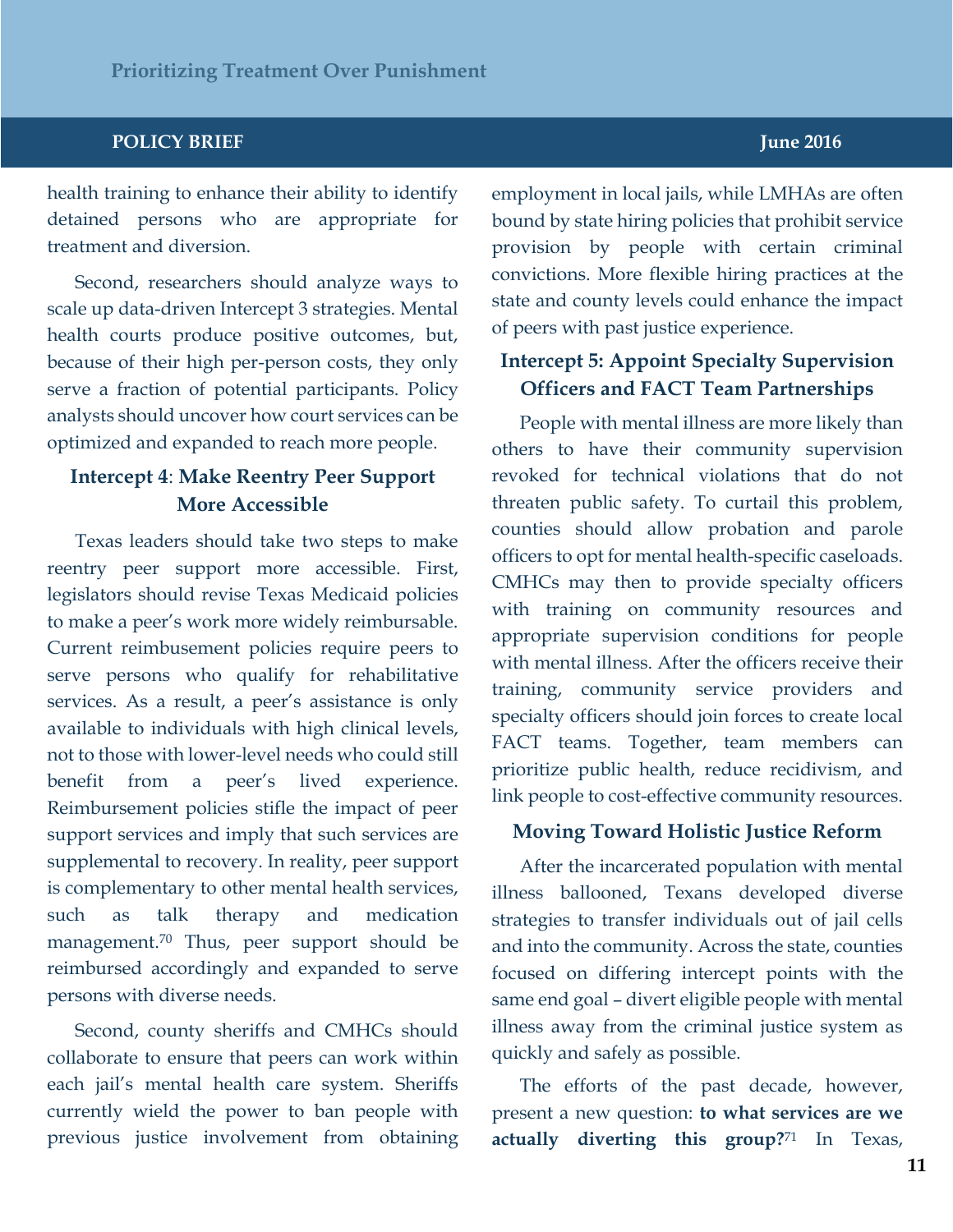health training to enhance their ability to identify detained persons who are appropriate for treatment and diversion.

Second, researchers should analyze ways to scale up data-driven Intercept 3 strategies. Mental health courts produce positive outcomes, but, because of their high per-person costs, they only serve a fraction of potential participants. Policy analysts should uncover how court services can be optimized and expanded to reach more people.

### Intercept 4: Make Reentry Peer Support More Accessible

Texas leaders should take two steps to make reentry peer support more accessible. First, legislators should revise Texas Medicaid policies to make a peer's work more widely reimbursable. Current reimbusement policies require peers to serve persons who qualify for rehabilitative services. As a result, a peer's assistance is only available to individuals with high clinical levels, not to those with lower-level needs who could still benefit from a peer's lived experience. Reimbursement policies stifle the impact of peer support services and imply that such services are supplemental to recovery. In reality, peer support is complementary to other mental health services, such as talk therapy and medication management.[70] Thus, peer support should be reimbursed accordingly and expanded to serve persons with diverse needs.

Second, county sheriffs and CMHCs should collaborate to ensure that peers can work within each jail's mental health care system. Sheriffs currently wield the power to ban people with previous justice involvement from obtaining employment in local jails, while LMHAs are often bound by state hiring policies that prohibit service provision by people with certain criminal convictions. More flexible hiring practices at the state and county levels could enhance the impact of peers with past justice experience.

### Intercept 5: Appoint Specialty Supervision Officers and FACT Team Partnerships

People with mental illness are more likely than others to have their community supervision revoked for technical violations that do not threaten public safety. To curtail this problem, counties should allow probation and parole officers to opt for mental health-specific caseloads. CMHCs may then to provide specialty officers with training on community resources and appropriate supervision conditions for people with mental illness. After the officers receive their training, community service providers and specialty officers should join forces to create local FACT teams. Together, team members can prioritize public health, reduce recidivism, and link people to cost-effective community resources.

## Moving Toward Holistic Justice Reform

After the incarcerated population with mental illness ballooned, Texans developed diverse strategies to transfer individuals out of jail cells and into the community. Across the state, counties focused on differing intercept points with the same end goal – divert eligible people with mental illness away from the criminal justice system as quickly and safely as possible.

The efforts of the past decade, however, present a new question: **to what services are we actually diverting this group?**[71] In Texas,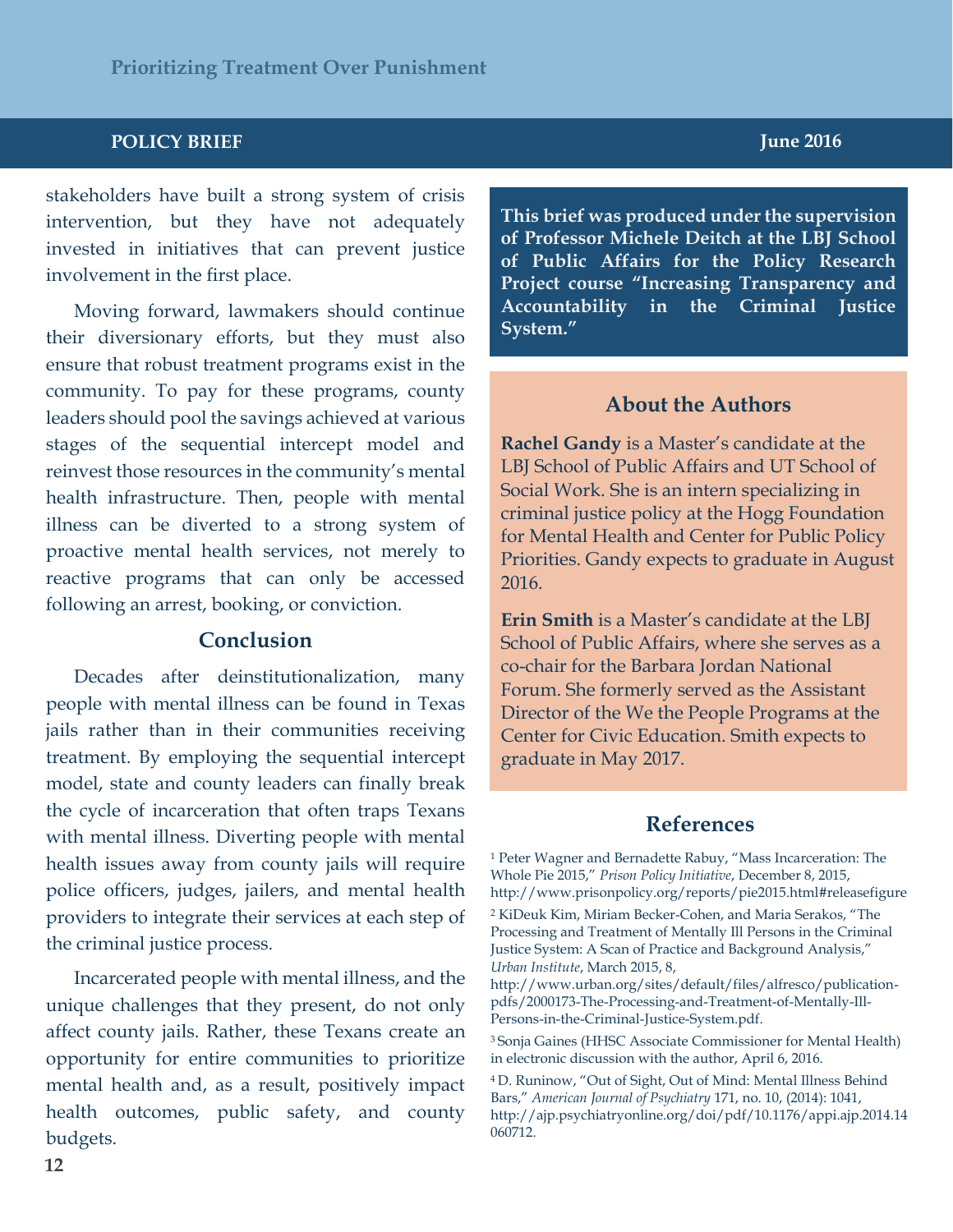stakeholders have built a strong system of crisis intervention, but they have not adequately invested in initiatives that can prevent justice involvement in the first place.

Moving forward, lawmakers should continue their diversionary efforts, but they must also ensure that robust treatment programs exist in the community. To pay for these programs, county leaders should pool the savings achieved at various stages of the sequential intercept model and reinvest those resources in the community's mental health infrastructure. Then, people with mental illness can be diverted to a strong system of proactive mental health services, not merely to reactive programs that can only be accessed following an arrest, booking, or conviction.

## Conclusion

Decades after deinstitutionalization, many people with mental illness can be found in Texas jails rather than in their communities receiving treatment. By employing the sequential intercept model, state and county leaders can finally break the cycle of incarceration that often traps Texans with mental illness. Diverting people with mental health issues away from county jails will require police officers, judges, jailers, and mental health providers to integrate their services at each step of the criminal justice process.

Incarcerated people with mental illness, and the unique challenges that they present, do not only affect county jails. Rather, these Texans create an opportunity for entire communities to prioritize mental health and, as a result, positively impact health outcomes, public safety, and county budgets.

**This brief was produced under the supervision of Professor Michele Deitch at the LBJ School of Public Affairs for the Policy Research Project course "Increasing Transparency and Accountability in the Criminal Justice System."**

## About the Authors

**Rachel Gandy** is a Master's candidate at the LBJ School of Public Affairs and UT School of Social Work. She is an intern specializing in criminal justice policy at the Hogg Foundation for Mental Health and Center for Public Policy Priorities. Gandy expects to graduate in August 2016.

**Erin Smith** is a Master's candidate at the LBJ School of Public Affairs, where she serves as a co-chair for the Barbara Jordan National Forum. She formerly served as the Assistant Director of the We the People Programs at the Center for Civic Education. Smith expects to graduate in May 2017.

## References

[1] Peter Wagner and Bernadette Rabuy, "Mass Incarceration: The Whole Pie 2015," *Prison Policy Initiative*, December 8, 2015, http://www.prisonpolicy.org/reports/pie2015.html#releasefigure

[2] KiDeuk Kim, Miriam Becker-Cohen, and Maria Serakos, "The Processing and Treatment of Mentally Ill Persons in the Criminal Justice System: A Scan of Practice and Background Analysis," *Urban Institute*, March 2015, 8, http://www.urban.org/sites/default/files/alfresco/publication-pdfs/2000173-The-Processing-and-Treatment-of-Mentally-Ill-Persons-in-the-Criminal-Justice-System.pdf.

[3] Sonja Gaines (HHSC Associate Commissioner for Mental Health) in electronic discussion with the author, April 6, 2016.

[4] D. Runinow, "Out of Sight, Out of Mind: Mental Illness Behind Bars," *American Journal of Psychiatry* 171, no. 10, (2014): 1041, http://ajp.psychiatryonline.org/doi/pdf/10.1176/appi.ajp.2014.14060712.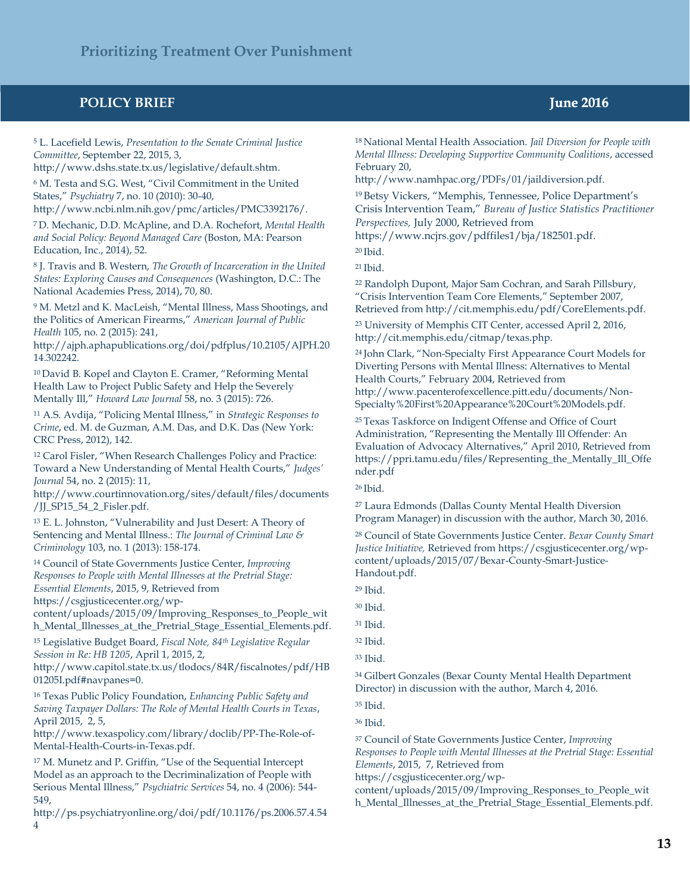[5] L. Lacefield Lewis, *Presentation to the Senate Criminal Justice Committee*, September 22, 2015, 3, http://www.dshs.state.tx.us/legislative/default.shtm.

[6] M. Testa and S.G. West, "Civil Commitment in the United States," *Psychiatry* 7, no. 10 (2010): 30-40, http://www.ncbi.nlm.nih.gov/pmc/articles/PMC3392176/.

[7] D. Mechanic, D.D. McAlpine, and D.A. Rochefort, *Mental Health and Social Policy: Beyond Managed Care* (Boston, MA: Pearson Education, Inc., 2014), 52.

[8] J. Travis and B. Western, *The Growth of Incarceration in the United States: Exploring Causes and Consequences* (Washington, D.C.: The National Academies Press, 2014), 70, 80.

[9] M. Metzl and K. MacLeish, "Mental Illness, Mass Shootings, and the Politics of American Firearms," *American Journal of Public Health* 105, no. 2 (2015): 241, http://ajph.aphapublications.org/doi/pdfplus/10.2105/AJPH.2014.302242.

[10] David B. Kopel and Clayton E. Cramer, "Reforming Mental Health Law to Project Public Safety and Help the Severely Mentally Ill," *Howard Law Journal* 58, no. 3 (2015): 726.

[11] A.S. Avdija, "Policing Mental Illness," in *Strategic Responses to Crime*, ed. M. de Guzman, A.M. Das, and D.K. Das (New York: CRC Press, 2012), 142.

[12] Carol Fisler, "When Research Challenges Policy and Practice: Toward a New Understanding of Mental Health Courts," *Judges' Journal* 54, no. 2 (2015): 11, http://www.courtinnovation.org/sites/default/files/documents/JJ_SP15_54_2_Fisler.pdf.

[13] E. L. Johnston, "Vulnerability and Just Desert: A Theory of Sentencing and Mental Illness.: *The Journal of Criminal Law & Criminology* 103, no. 1 (2013): 158-174.

[14] Council of State Governments Justice Center, *Improving Responses to People with Mental Illnesses at the Pretrial Stage: Essential Elements*, 2015, 9, Retrieved from https://csgjusticecenter.org/wp-content/uploads/2015/09/Improving_Responses_to_People_with_Mental_Illnesses_at_the_Pretrial_Stage_Essential_Elements.pdf.

[15] Legislative Budget Board, *Fiscal Note, 84th Legislative Regular Session in Re: HB 1205*, April 1, 2015, 2, http://www.capitol.state.tx.us/tlodocs/84R/fiscalnotes/pdf/HB01205I.pdf#navpanes=0.

[16] Texas Public Policy Foundation, *Enhancing Public Safety and Saving Taxpayer Dollars: The Role of Mental Health Courts in Texas*, April 2015, 2, 5, http://www.texaspolicy.com/library/doclib/PP-The-Role-of-Mental-Health-Courts-in-Texas.pdf.

[17] M. Munetz and P. Griffin, "Use of the Sequential Intercept Model as an approach to the Decriminalization of People with Serious Mental Illness," *Psychiatric Services* 54, no. 4 (2006): 544-549, http://ps.psychiatryonline.org/doi/pdf/10.1176/ps.2006.57.4.544

[18] National Mental Health Association. *Jail Diversion for People with Mental Illness: Developing Supportive Community Coalitions*, accessed February 20, http://www.namhpac.org/PDFs/01/jaildiversion.pdf.

[19] Betsy Vickers, "Memphis, Tennessee, Police Department's Crisis Intervention Team," *Bureau of Justice Statistics Practitioner Perspectives,* July 2000, Retrieved from https://www.ncjrs.gov/pdffiles1/bja/182501.pdf.

[20] Ibid.

[21] Ibid.

[22] Randolph Dupont, Major Sam Cochran, and Sarah Pillsbury, "Crisis Intervention Team Core Elements," September 2007, Retrieved from http://cit.memphis.edu/pdf/CoreElements.pdf.

[23] University of Memphis CIT Center, accessed April 2, 2016, http://cit.memphis.edu/citmap/texas.php.

[24] John Clark, "Non-Specialty First Appearance Court Models for Diverting Persons with Mental Illness: Alternatives to Mental Health Courts," February 2004, Retrieved from http://www.pacenterofexcellence.pitt.edu/documents/Non-Specialty%20First%20Appearance%20Court%20Models.pdf.

[25] Texas Taskforce on Indigent Offense and Office of Court Administration, "Representing the Mentally Ill Offender: An Evaluation of Advocacy Alternatives," April 2010, Retrieved from https://ppri.tamu.edu/files/Representing_the_Mentally_Ill_Offender.pdf

[26] Ibid.

[27] Laura Edmonds (Dallas County Mental Health Diversion Program Manager) in discussion with the author, March 30, 2016.

[28] Council of State Governments Justice Center. *Bexar County Smart Justice Initiative,* Retrieved from https://csgjusticecenter.org/wp-content/uploads/2015/07/Bexar-County-Smart-Justice-Handout.pdf.

[29] Ibid.

[30] Ibid.

[31] Ibid.

[32] Ibid.

[33] Ibid.

[34] Gilbert Gonzales (Bexar County Mental Health Department Director) in discussion with the author, March 4, 2016.

[35] Ibid.

[36] Ibid.

[37] Council of State Governments Justice Center, *Improving Responses to People with Mental Illnesses at the Pretrial Stage: Essential Elements*, 2015, 7, Retrieved from https://csgjusticecenter.org/wp-content/uploads/2015/09/Improving_Responses_to_People_with_Mental_Illnesses_at_the_Pretrial_Stage_Essential_Elements.pdf.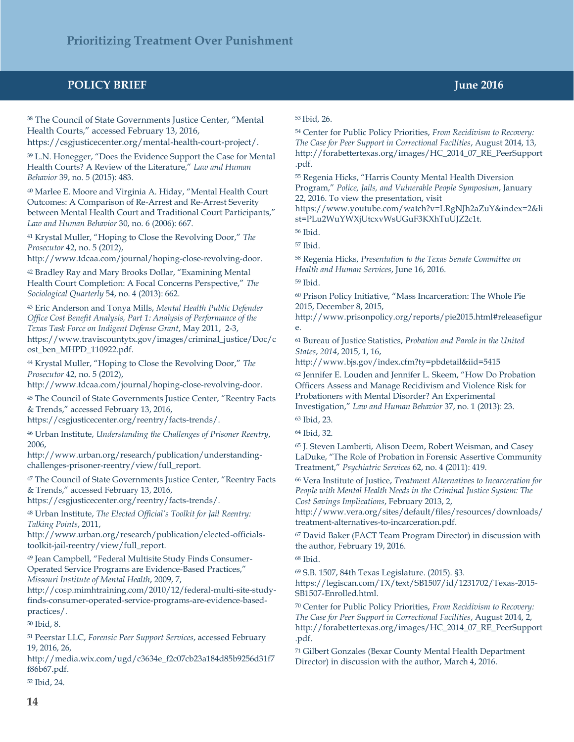[38] The Council of State Governments Justice Center, "Mental Health Courts," accessed February 13, 2016, https://csgjusticecenter.org/mental-health-court-project/.

[39] L.N. Honegger, "Does the Evidence Support the Case for Mental Health Courts? A Review of the Literature," *Law and Human Behavior* 39, no. 5 (2015): 483.

[40] Marlee E. Moore and Virginia A. Hiday, "Mental Health Court Outcomes: A Comparison of Re-Arrest and Re-Arrest Severity between Mental Health Court and Traditional Court Participants," *Law and Human Behavior* 30, no. 6 (2006): 667.

[41] Krystal Muller, "Hoping to Close the Revolving Door," *The Prosecutor* 42, no. 5 (2012), http://www.tdcaa.com/journal/hoping-close-revolving-door.

[42] Bradley Ray and Mary Brooks Dollar, "Examining Mental Health Court Completion: A Focal Concerns Perspective," *The Sociological Quarterly* 54, no. 4 (2013): 662.

[43] Eric Anderson and Tonya Mills, *Mental Health Public Defender Office Cost Benefit Analysis, Part 1: Analysis of Performance of the Texas Task Force on Indigent Defense Grant*, May 2011, 2-3, https://www.traviscountytx.gov/images/criminal_justice/Doc/cost_ben_MHPD_110922.pdf.

[44] Krystal Muller, "Hoping to Close the Revolving Door," *The Prosecutor* 42, no. 5 (2012), http://www.tdcaa.com/journal/hoping-close-revolving-door.

[45] The Council of State Governments Justice Center, "Reentry Facts & Trends," accessed February 13, 2016, https://csgjusticecenter.org/reentry/facts-trends/.

[46] Urban Institute, *Understanding the Challenges of Prisoner Reentry*, 2006, http://www.urban.org/research/publication/understanding-challenges-prisoner-reentry/view/full_report.

[47] The Council of State Governments Justice Center, "Reentry Facts & Trends," accessed February 13, 2016, https://csgjusticecenter.org/reentry/facts-trends/.

[48] Urban Institute, *The Elected Official's Toolkit for Jail Reentry: Talking Points*, 2011, http://www.urban.org/research/publication/elected-officials-toolkit-jail-reentry/view/full_report.

[49] Jean Campbell, "Federal Multisite Study Finds Consumer-Operated Service Programs are Evidence-Based Practices," *Missouri Institute of Mental Health*, 2009, 7, http://cosp.mimhtraining.com/2010/12/federal-multi-site-study-finds-consumer-operated-service-programs-are-evidence-based-practices/.

[50] Ibid, 8.

[51] Peerstar LLC, *Forensic Peer Support Services*, accessed February 19, 2016, 26, http://media.wix.com/ugd/c3634e_f2c07cb23a184d85b9256d31f7f86b67.pdf.

[52] Ibid, 24.

[53] Ibid, 26.

[54] Center for Public Policy Priorities, *From Recidivism to Recovery: The Case for Peer Support in Correctional Facilities*, August 2014, 13, http://forabettertexas.org/images/HC_2014_07_RE_PeerSupport.pdf.

[55] Regenia Hicks, "Harris County Mental Health Diversion Program," *Police, Jails, and Vulnerable People Symposium*, January 22, 2016. To view the presentation, visit https://www.youtube.com/watch?v=LRgNJh2aZuY&index=2&list=PLu2WuYWXjUtcxvWsUGuF3KXhTuUJZ2c1t.

[56] Ibid.

[57] Ibid.

[58] Regenia Hicks, *Presentation to the Texas Senate Committee on Health and Human Services*, June 16, 2016.

[59] Ibid.

[60] Prison Policy Initiative, "Mass Incarceration: The Whole Pie 2015, December 8, 2015, http://www.prisonpolicy.org/reports/pie2015.html#releasefigure.

[61] Bureau of Justice Statistics, *Probation and Parole in the United States, 2014*, 2015, 1, 16, http://www.bjs.gov/index.cfm?ty=pbdetail&iid=5415

[62] Jennifer E. Louden and Jennifer L. Skeem, "How Do Probation Officers Assess and Manage Recidivism and Violence Risk for Probationers with Mental Disorder? An Experimental Investigation," *Law and Human Behavior* 37, no. 1 (2013): 23.

[63] Ibid, 23.

[64] Ibid, 32.

[65] J. Steven Lamberti, Alison Deem, Robert Weisman, and Casey LaDuke, "The Role of Probation in Forensic Assertive Community Treatment," *Psychiatric Services* 62, no. 4 (2011): 419.

[66] Vera Institute of Justice, *Treatment Alternatives to Incarceration for People with Mental Health Needs in the Criminal Justice System: The Cost Savings Implications*, February 2013, 2, http://www.vera.org/sites/default/files/resources/downloads/treatment-alternatives-to-incarceration.pdf.

[67] David Baker (FACT Team Program Director) in discussion with the author, February 19, 2016.

[68] Ibid.

[69] S.B. 1507, 84th Texas Legislature. (2015). §3. https://legiscan.com/TX/text/SB1507/id/1231702/Texas-2015-SB1507-Enrolled.html.

[70] Center for Public Policy Priorities, *From Recidivism to Recovery: The Case for Peer Support in Correctional Facilities*, August 2014, 2, http://forabettertexas.org/images/HC_2014_07_RE_PeerSupport.pdf.

[71] Gilbert Gonzales (Bexar County Mental Health Department Director) in discussion with the author, March 4, 2016.